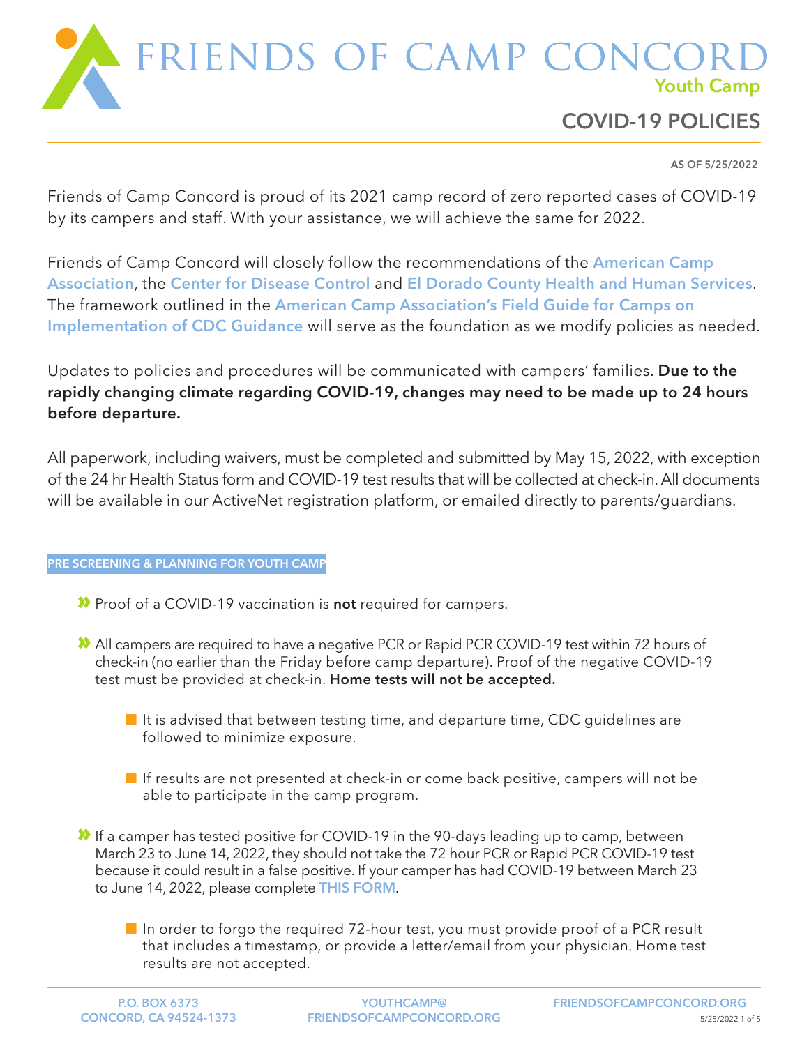# FRIENDS OF CAMP CONCORD

**Youth Camp**

## COVID-19 POLICIES

AS OF 5/25/2022

Friends of Camp Concord is proud of its 2021 camp record of zero reported cases of COVID-19 by its campers and staff. With your assistance, we will achieve the same for 2022.

Friends of Camp Concord will closely follow the recommendations of the American Camp Association, the Center for Disease Control and El Dorado County Health and Human Services. The framework outlined in the American Camp Association's Field Guide for Camps on Implementation of CDC Guidance will serve as the foundation as we modify policies as needed.

Updates to policies and procedures will be communicated with campers' families. **Due to the rapidly changing climate regarding COVID-19, changes may need to be made up to 24 hours before departure.**

All paperwork, including waivers, must be completed and submitted by May 15, 2022, with exception of the 24 hr Health Status form and COVID-19 test results that will be collected at check-in. All documents will be available in our ActiveNet registration platform, or emailed directly to parents/guardians.

### PRE SCREENING & PLANNING FOR YOUTH CAMP

- Proof of a COVID-19 vaccination is **not** required for campers.
- All campers are required to have a negative PCR or Rapid PCR COVID-19 test within 72 hours of check-in (no earlier than the Friday before camp departure). Proof of the negative COVID-19 test must be provided at check-in. **Home tests will not be accepted.**
  - It is advised that between testing time, and departure time, CDC guidelines are followed to minimize exposure.
  - If results are not presented at check-in or come back positive, campers will not be able to participate in the camp program.
- If a camper has tested positive for COVID-19 in the 90-days leading up to camp, between March 23 to June 14, 2022, they should not take the 72 hour PCR or Rapid PCR COVID-19 test because it could result in a false positive. If your camper has had COVID-19 between March 23 to June 14, 2022, please complete THIS FORM.
  - In order to forgo the required 72-hour test, you must provide proof of a PCR result that includes a timestamp, or provide a letter/email from your physician. Home test results are not accepted.

P.O. BOX 6373
CONCORD, CA 94524-1373

YOUTHCAMP@FRIENDSOFCAMPCONCORD.ORG

FRIENDSOFCAMPCONCORD.ORG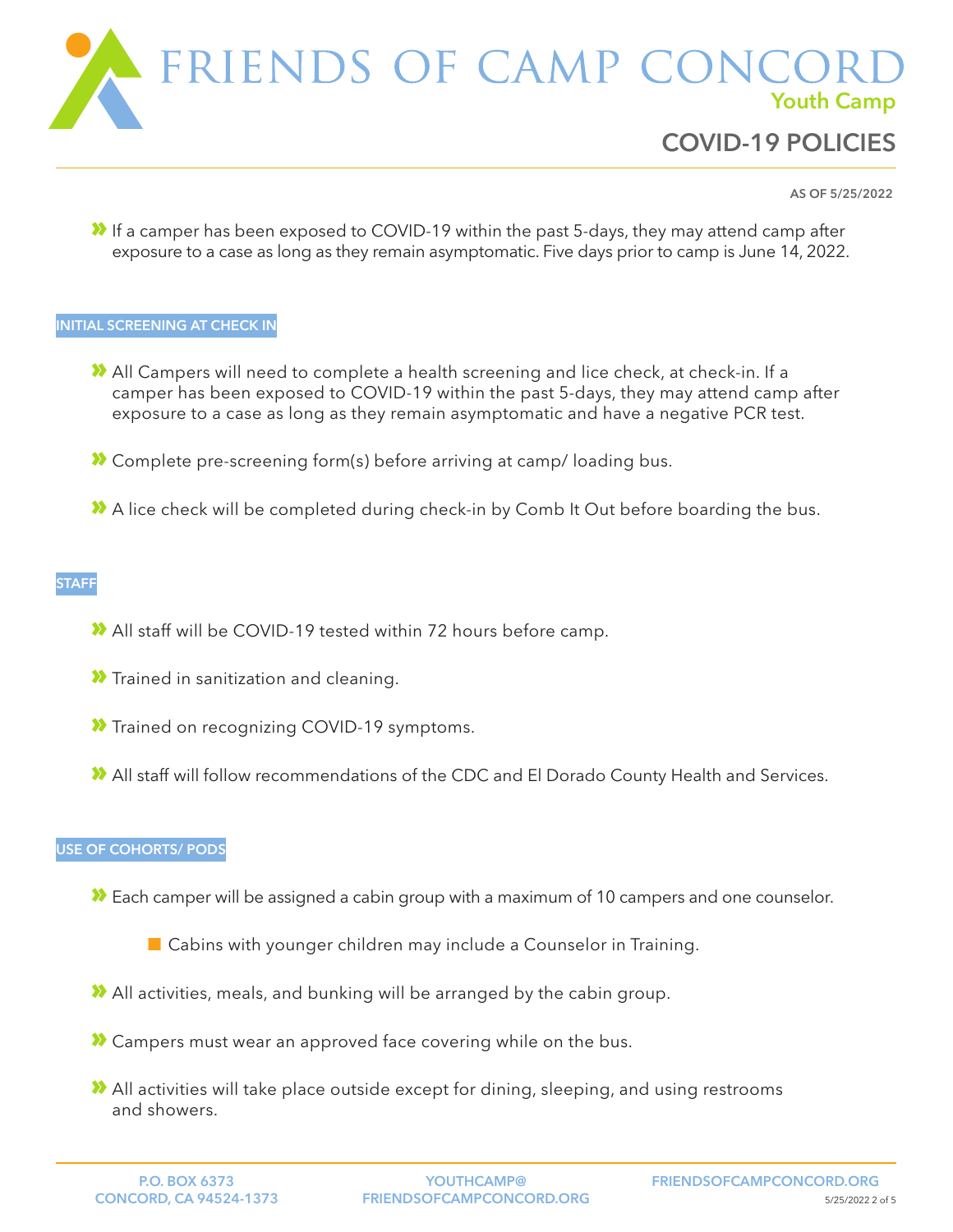# FRIENDS OF CAMP CONCORD

Youth Camp

## COVID-19 POLICIES

AS OF 5/25/2022

- If a camper has been exposed to COVID-19 within the past 5-days, they may attend camp after exposure to a case as long as they remain asymptomatic. Five days prior to camp is June 14, 2022.

### INITIAL SCREENING AT CHECK IN

- All Campers will need to complete a health screening and lice check, at check-in. If a camper has been exposed to COVID-19 within the past 5-days, they may attend camp after exposure to a case as long as they remain asymptomatic and have a negative PCR test.
- Complete pre-screening form(s) before arriving at camp/ loading bus.
- A lice check will be completed during check-in by Comb It Out before boarding the bus.

### STAFF

- All staff will be COVID-19 tested within 72 hours before camp.
- Trained in sanitization and cleaning.
- Trained on recognizing COVID-19 symptoms.
- All staff will follow recommendations of the CDC and El Dorado County Health and Services.

### USE OF COHORTS/ PODS

- Each camper will be assigned a cabin group with a maximum of 10 campers and one counselor.
  - Cabins with younger children may include a Counselor in Training.
- All activities, meals, and bunking will be arranged by the cabin group.
- Campers must wear an approved face covering while on the bus.
- All activities will take place outside except for dining, sleeping, and using restrooms and showers.

P.O. BOX 6373
CONCORD, CA 94524-1373

YOUTHCAMP@FRIENDSOFCAMPCONCORD.ORG

FRIENDSOFCAMPCONCORD.ORG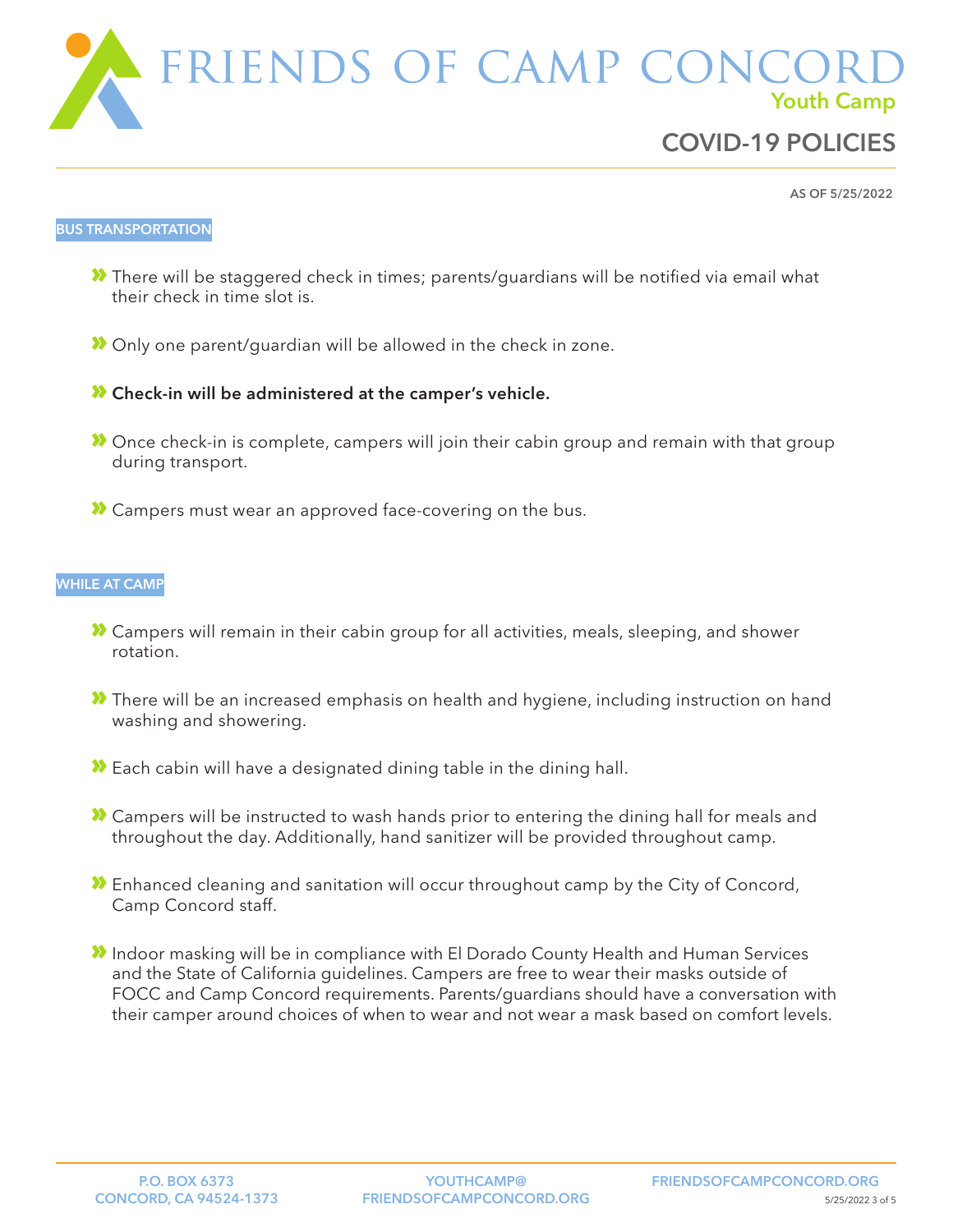# FRIENDS OF CAMP CONCORD

Youth Camp

## COVID-19 POLICIES

AS OF 5/25/2022

### BUS TRANSPORTATION

- There will be staggered check in times; parents/guardians will be notified via email what their check in time slot is.
- Only one parent/guardian will be allowed in the check in zone.
- **Check-in will be administered at the camper's vehicle.**
- Once check-in is complete, campers will join their cabin group and remain with that group during transport.
- Campers must wear an approved face-covering on the bus.

### WHILE AT CAMP

- Campers will remain in their cabin group for all activities, meals, sleeping, and shower rotation.
- There will be an increased emphasis on health and hygiene, including instruction on hand washing and showering.
- Each cabin will have a designated dining table in the dining hall.
- Campers will be instructed to wash hands prior to entering the dining hall for meals and throughout the day. Additionally, hand sanitizer will be provided throughout camp.
- Enhanced cleaning and sanitation will occur throughout camp by the City of Concord, Camp Concord staff.
- Indoor masking will be in compliance with El Dorado County Health and Human Services and the State of California guidelines. Campers are free to wear their masks outside of FOCC and Camp Concord requirements. Parents/guardians should have a conversation with their camper around choices of when to wear and not wear a mask based on comfort levels.

P.O. BOX 6373
CONCORD, CA 94524-1373

YOUTHCAMP@
FRIENDSOFCAMPCONCORD.ORG

FRIENDSOFCAMPCONCORD.ORG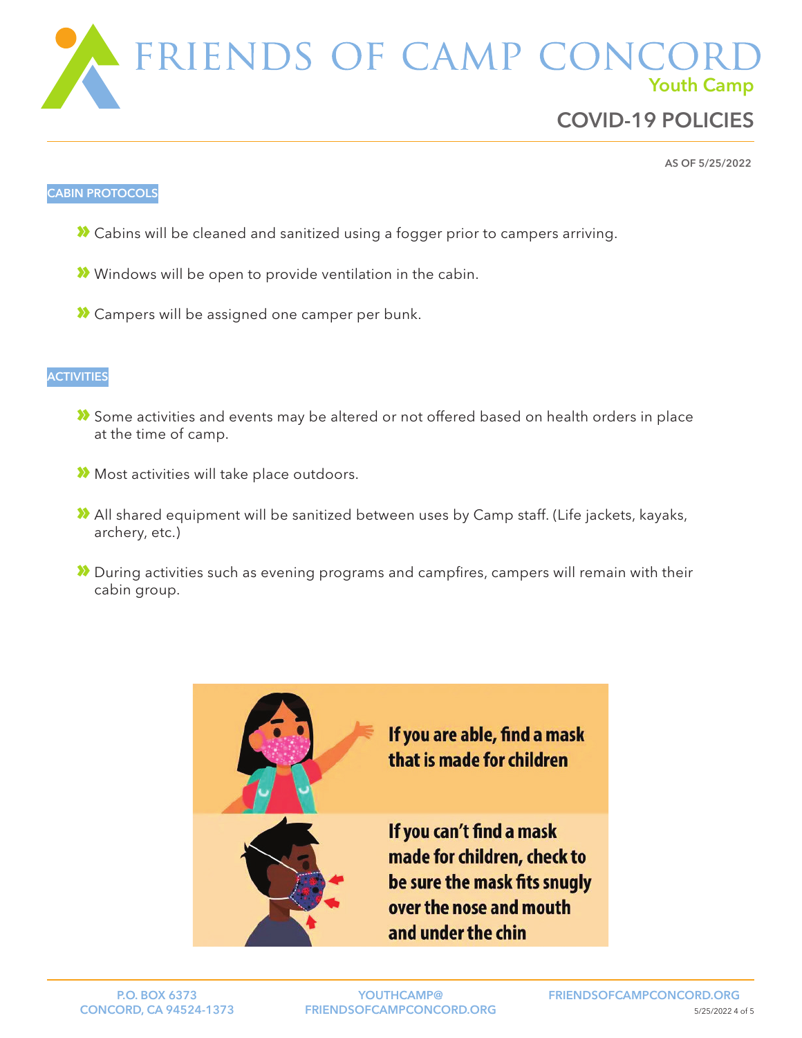# FRIENDS OF CAMP CONCORD

Youth Camp

## COVID-19 POLICIES

AS OF 5/25/2022

### CABIN PROTOCOLS

- Cabins will be cleaned and sanitized using a fogger prior to campers arriving.
- Windows will be open to provide ventilation in the cabin.
- Campers will be assigned one camper per bunk.

### ACTIVITIES

- Some activities and events may be altered or not offered based on health orders in place at the time of camp.
- Most activities will take place outdoors.
- All shared equipment will be sanitized between uses by Camp staff. (Life jackets, kayaks, archery, etc.)
- During activities such as evening programs and campfires, campers will remain with their cabin group.

**If you are able, find a mask that is made for children**

**If you can't find a mask made for children, check to be sure the mask fits snugly over the nose and mouth and under the chin**

P.O. BOX 6373
CONCORD, CA 94524-1373

YOUTHCAMP@FRIENDSOFCAMPCONCORD.ORG

FRIENDSOFCAMPCONCORD.ORG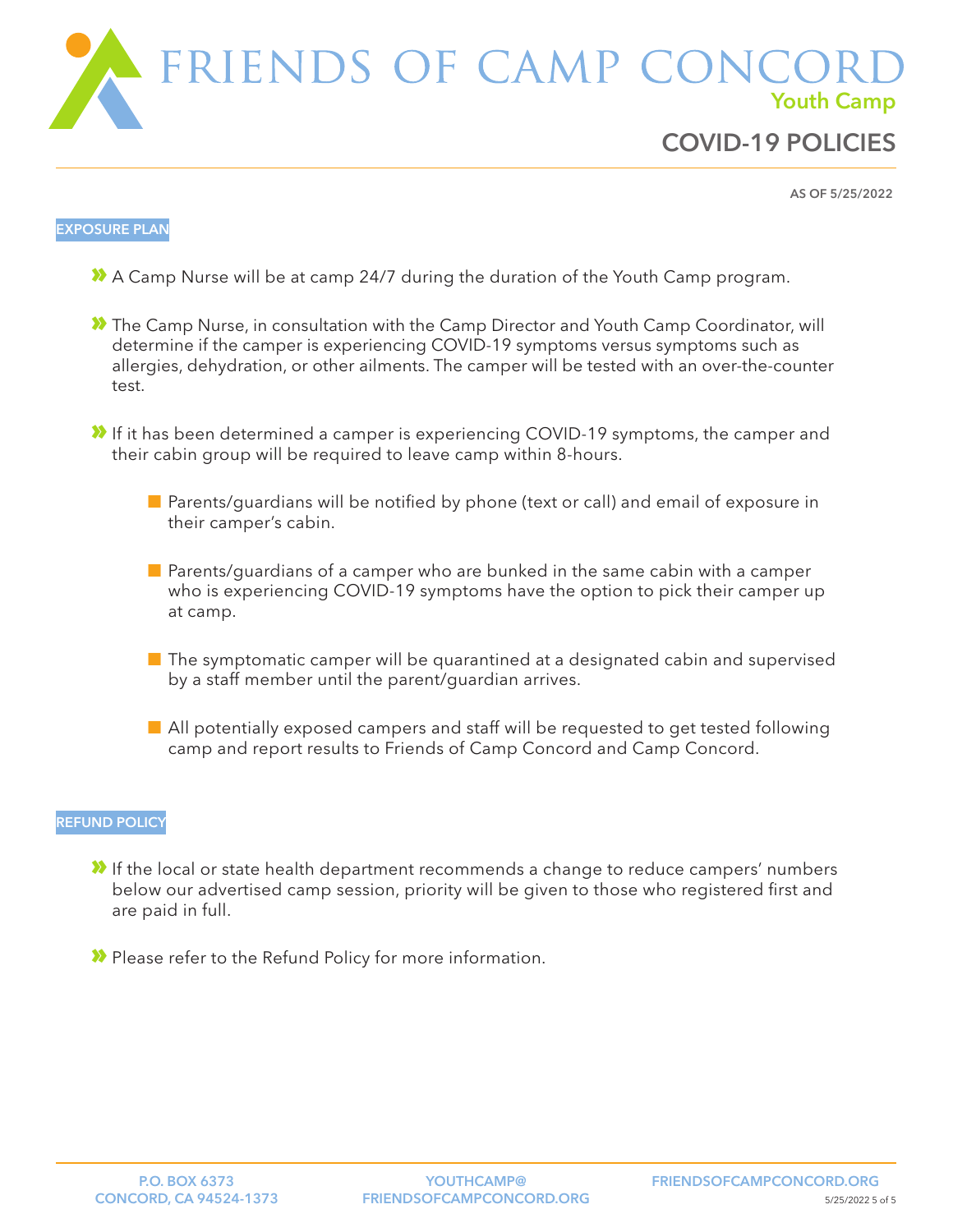# FRIENDS OF CAMP CONCORD

**Youth Camp**

## COVID-19 POLICIES

**AS OF 5/25/2022**

### EXPOSURE PLAN

- A Camp Nurse will be at camp 24/7 during the duration of the Youth Camp program.
- The Camp Nurse, in consultation with the Camp Director and Youth Camp Coordinator, will determine if the camper is experiencing COVID-19 symptoms versus symptoms such as allergies, dehydration, or other ailments. The camper will be tested with an over-the-counter test.
- If it has been determined a camper is experiencing COVID-19 symptoms, the camper and their cabin group will be required to leave camp within 8-hours.
  - Parents/guardians will be notified by phone (text or call) and email of exposure in their camper's cabin.
  - Parents/guardians of a camper who are bunked in the same cabin with a camper who is experiencing COVID-19 symptoms have the option to pick their camper up at camp.
  - The symptomatic camper will be quarantined at a designated cabin and supervised by a staff member until the parent/guardian arrives.
  - All potentially exposed campers and staff will be requested to get tested following camp and report results to Friends of Camp Concord and Camp Concord.

### REFUND POLICY

- If the local or state health department recommends a change to reduce campers' numbers below our advertised camp session, priority will be given to those who registered first and are paid in full.
- Please refer to the Refund Policy for more information.

P.O. BOX 6373
CONCORD, CA 94524-1373

YOUTHCAMP@FRIENDSOFCAMPCONCORD.ORG

FRIENDSOFCAMPCONCORD.ORG